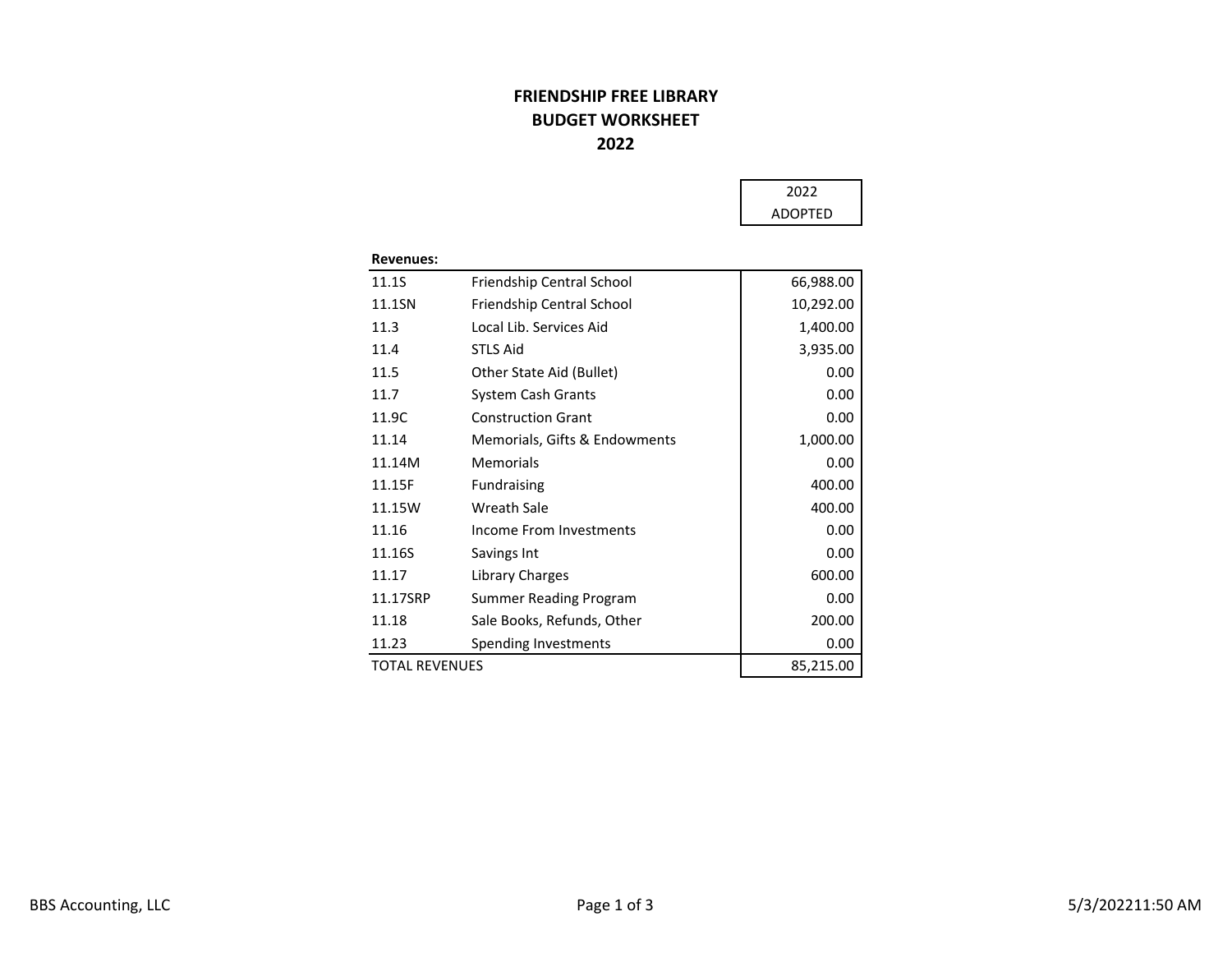# FRIENDSHIP FREE LIBRARY
## BUDGET WORKSHEET
## 2022

| | | 2022 ADOPTED |
|---|---|---|
| **Revenues:** | | |
| 11.1S | Friendship Central School | 66,988.00 |
| 11.1SN | Friendship Central School | 10,292.00 |
| 11.3 | Local Lib. Services Aid | 1,400.00 |
| 11.4 | STLS Aid | 3,935.00 |
| 11.5 | Other State Aid (Bullet) | 0.00 |
| 11.7 | System Cash Grants | 0.00 |
| 11.9C | Construction Grant | 0.00 |
| 11.14 | Memorials, Gifts & Endowments | 1,000.00 |
| 11.14M | Memorials | 0.00 |
| 11.15F | Fundraising | 400.00 |
| 11.15W | Wreath Sale | 400.00 |
| 11.16 | Income From Investments | 0.00 |
| 11.16S | Savings Int | 0.00 |
| 11.17 | Library Charges | 600.00 |
| 11.17SRP | Summer Reading Program | 0.00 |
| 11.18 | Sale Books, Refunds, Other | 200.00 |
| 11.23 | Spending Investments | 0.00 |
| TOTAL REVENUES | | 85,215.00 |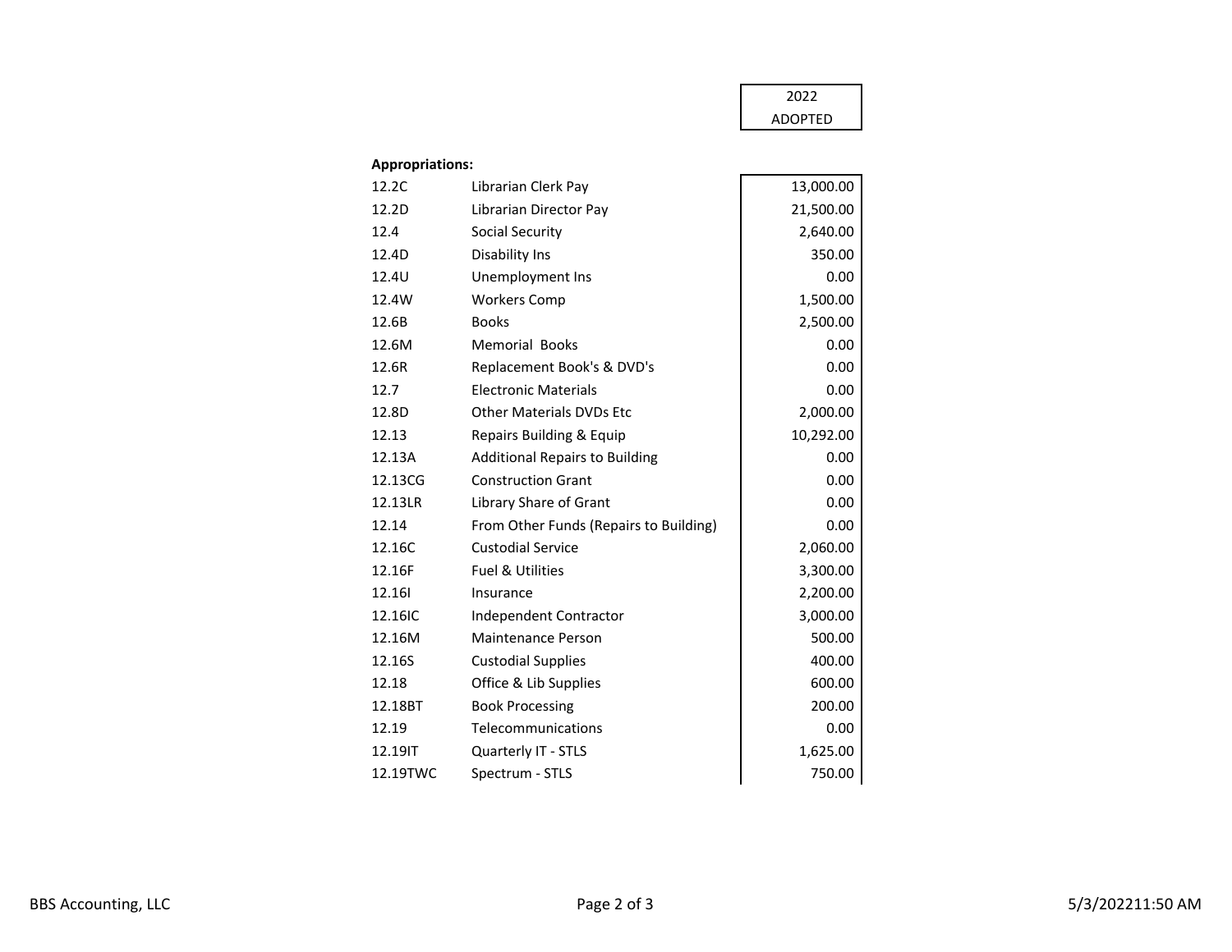**Appropriations:**

| Code | Description | 2022 ADOPTED |
|---|---|---|
| 12.2C | Librarian Clerk Pay | 13,000.00 |
| 12.2D | Librarian Director Pay | 21,500.00 |
| 12.4 | Social Security | 2,640.00 |
| 12.4D | Disability Ins | 350.00 |
| 12.4U | Unemployment Ins | 0.00 |
| 12.4W | Workers Comp | 1,500.00 |
| 12.6B | Books | 2,500.00 |
| 12.6M | Memorial Books | 0.00 |
| 12.6R | Replacement Book's & DVD's | 0.00 |
| 12.7 | Electronic Materials | 0.00 |
| 12.8D | Other Materials DVDs Etc | 2,000.00 |
| 12.13 | Repairs Building & Equip | 10,292.00 |
| 12.13A | Additional Repairs to Building | 0.00 |
| 12.13CG | Construction Grant | 0.00 |
| 12.13LR | Library Share of Grant | 0.00 |
| 12.14 | From Other Funds (Repairs to Building) | 0.00 |
| 12.16C | Custodial Service | 2,060.00 |
| 12.16F | Fuel & Utilities | 3,300.00 |
| 12.16I | Insurance | 2,200.00 |
| 12.16IC | Independent Contractor | 3,000.00 |
| 12.16M | Maintenance Person | 500.00 |
| 12.16S | Custodial Supplies | 400.00 |
| 12.18 | Office & Lib Supplies | 600.00 |
| 12.18BT | Book Processing | 200.00 |
| 12.19 | Telecommunications | 0.00 |
| 12.19IT | Quarterly IT - STLS | 1,625.00 |
| 12.19TWC | Spectrum - STLS | 750.00 |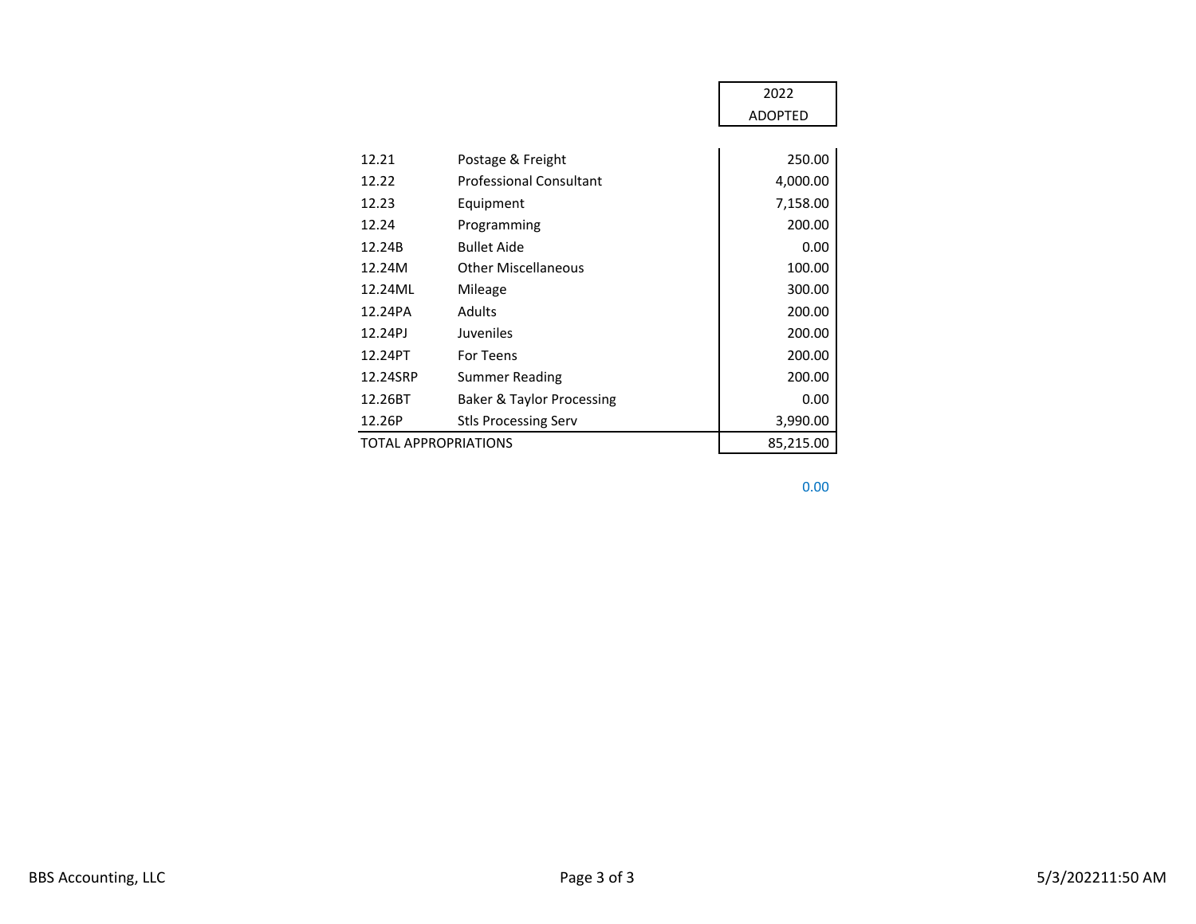| | | 2022 ADOPTED |
|---|---|---|
| 12.21 | Postage & Freight | 250.00 |
| 12.22 | Professional Consultant | 4,000.00 |
| 12.23 | Equipment | 7,158.00 |
| 12.24 | Programming | 200.00 |
| 12.24B | Bullet Aide | 0.00 |
| 12.24M | Other Miscellaneous | 100.00 |
| 12.24ML | Mileage | 300.00 |
| 12.24PA | Adults | 200.00 |
| 12.24PJ | Juveniles | 200.00 |
| 12.24PT | For Teens | 200.00 |
| 12.24SRP | Summer Reading | 200.00 |
| 12.26BT | Baker & Taylor Processing | 0.00 |
| 12.26P | Stls Processing Serv | 3,990.00 |
| TOTAL APPROPRIATIONS | | 85,215.00 |
| | | 0.00 |

BBS Accounting, LLC

5/3/202211:50 AM